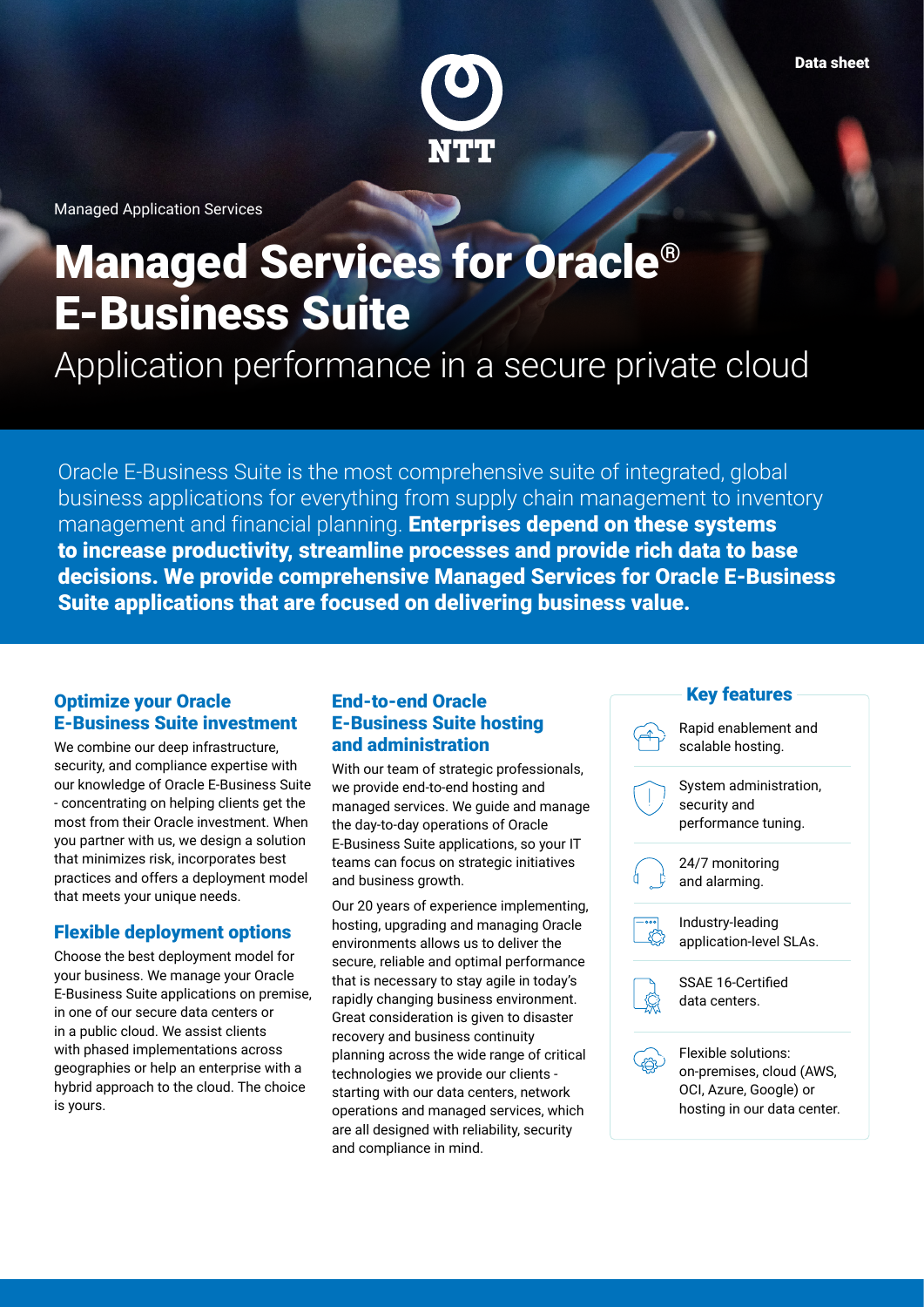Data sheet

Managed Application Services

# Managed Services for Oracle® E-Business Suite

## Application performance in a secure private cloud

Oracle E-Business Suite is the most comprehensive suite of integrated, global business applications for everything from supply chain management to inventory management and financial planning. **Enterprises depend on these systems to increase productivity, streamline processes and provide rich data to base decisions. We provide comprehensive Managed Services for Oracle E-Business Suite applications that are focused on delivering business value.**

### Optimize your Oracle E-Business Suite investment

We combine our deep infrastructure, security, and compliance expertise with our knowledge of Oracle E-Business Suite - concentrating on helping clients get the most from their Oracle investment. When you partner with us, we design a solution that minimizes risk, incorporates best practices and offers a deployment model that meets your unique needs.

### Flexible deployment options

Choose the best deployment model for your business. We manage your Oracle E-Business Suite applications on premise, in one of our secure data centers or in a public cloud. We assist clients with phased implementations across geographies or help an enterprise with a hybrid approach to the cloud. The choice is yours.

### End-to-end Oracle E-Business Suite hosting and administration

With our team of strategic professionals, we provide end-to-end hosting and managed services. We guide and manage the day-to-day operations of Oracle E-Business Suite applications, so your IT teams can focus on strategic initiatives and business growth.

Our 20 years of experience implementing, hosting, upgrading and managing Oracle environments allows us to deliver the secure, reliable and optimal performance that is necessary to stay agile in today's rapidly changing business environment. Great consideration is given to disaster recovery and business continuity planning across the wide range of critical technologies we provide our clients - starting with our data centers, network operations and managed services, which are all designed with reliability, security and compliance in mind.

### Key features

- Rapid enablement and scalable hosting.
- System administration, security and performance tuning.
- 24/7 monitoring and alarming.
- Industry-leading application-level SLAs.
- SSAE 16-Certified data centers.
- Flexible solutions: on-premises, cloud (AWS, OCI, Azure, Google) or hosting in our data center.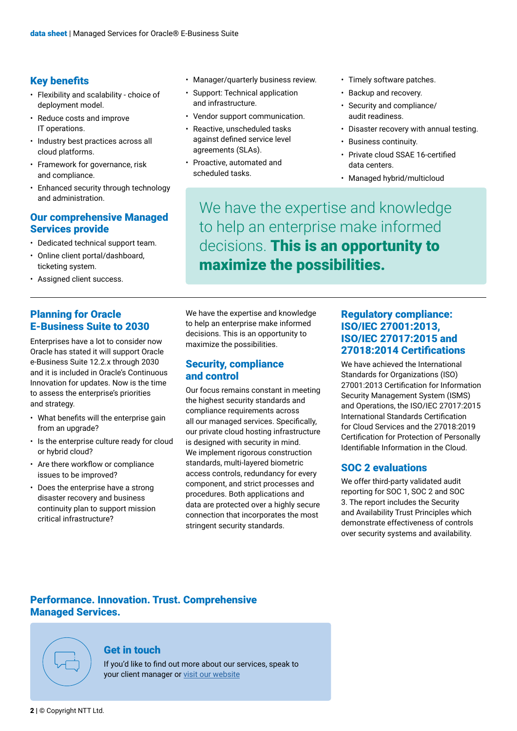## Key benefits

- Flexibility and scalability - choice of deployment model.
- Reduce costs and improve IT operations.
- Industry best practices across all cloud platforms.
- Framework for governance, risk and compliance.
- Enhanced security through technology and administration.

## Our comprehensive Managed Services provide

- Dedicated technical support team.
- Online client portal/dashboard, ticketing system.
- Assigned client success.
- Manager/quarterly business review.
- Support: Technical application and infrastructure.
- Vendor support communication.
- Reactive, unscheduled tasks against defined service level agreements (SLAs).
- Proactive, automated and scheduled tasks.
- Timely software patches.
- Backup and recovery.
- Security and compliance/ audit readiness.
- Disaster recovery with annual testing.
- Business continuity.
- Private cloud SSAE 16-certified data centers.
- Managed hybrid/multicloud

We have the expertise and knowledge to help an enterprise make informed decisions. **This is an opportunity to maximize the possibilities.**

## Planning for Oracle E-Business Suite to 2030

Enterprises have a lot to consider now Oracle has stated it will support Oracle e-Business Suite 12.2.x through 2030 and it is included in Oracle's Continuous Innovation for updates. Now is the time to assess the enterprise's priorities and strategy.

- What benefits will the enterprise gain from an upgrade?
- Is the enterprise culture ready for cloud or hybrid cloud?
- Are there workflow or compliance issues to be improved?
- Does the enterprise have a strong disaster recovery and business continuity plan to support mission critical infrastructure?

We have the expertise and knowledge to help an enterprise make informed decisions. This is an opportunity to maximize the possibilities.

## Security, compliance and control

Our focus remains constant in meeting the highest security standards and compliance requirements across all our managed services. Specifically, our private cloud hosting infrastructure is designed with security in mind. We implement rigorous construction standards, multi-layered biometric access controls, redundancy for every component, and strict processes and procedures. Both applications and data are protected over a highly secure connection that incorporates the most stringent security standards.

## Regulatory compliance: ISO/IEC 27001:2013, ISO/IEC 27017:2015 and 27018:2014 Certifications

We have achieved the International Standards for Organizations (ISO) 27001:2013 Certification for Information Security Management System (ISMS) and Operations, the ISO/IEC 27017:2015 International Standards Certification for Cloud Services and the 27018:2019 Certification for Protection of Personally Identifiable Information in the Cloud.

## SOC 2 evaluations

We offer third-party validated audit reporting for SOC 1, SOC 2 and SOC 3. The report includes the Security and Availability Trust Principles which demonstrate effectiveness of controls over security systems and availability.

## Performance. Innovation. Trust. Comprehensive Managed Services.

### Get in touch

If you'd like to find out more about our services, speak to your client manager or [visit our website]

© Copyright NTT Ltd.